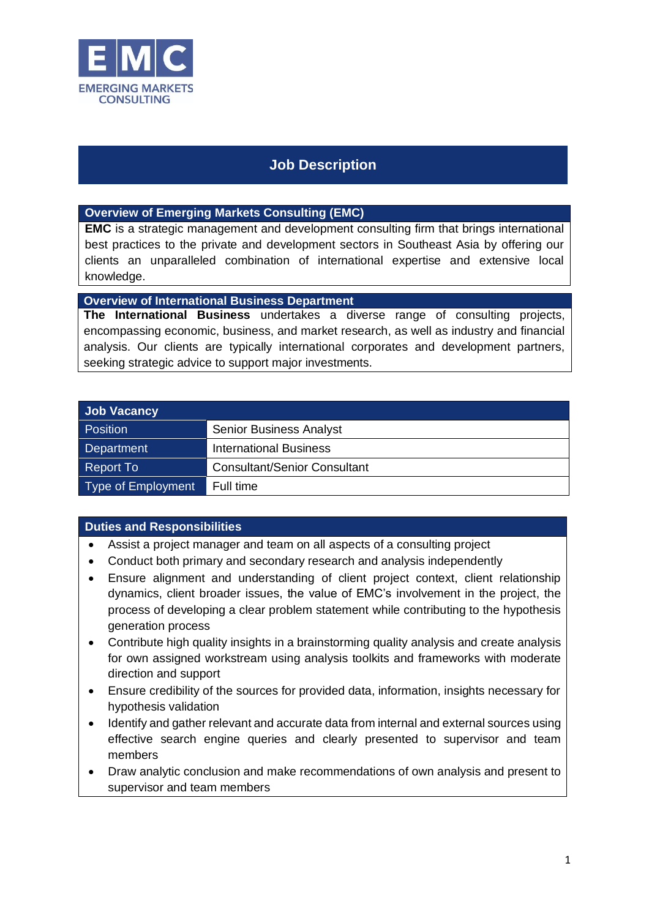EMC
EMERGING MARKETS CONSULTING

# Job Description

## Overview of Emerging Markets Consulting (EMC)

**EMC** is a strategic management and development consulting firm that brings international best practices to the private and development sectors in Southeast Asia by offering our clients an unparalleled combination of international expertise and extensive local knowledge.

## Overview of International Business Department

**The International Business** undertakes a diverse range of consulting projects, encompassing economic, business, and market research, as well as industry and financial analysis. Our clients are typically international corporates and development partners, seeking strategic advice to support major investments.

| Job Vacancy | |
|---|---|
| Position | Senior Business Analyst |
| Department | International Business |
| Report To | Consultant/Senior Consultant |
| Type of Employment | Full time |

## Duties and Responsibilities

- Assist a project manager and team on all aspects of a consulting project
- Conduct both primary and secondary research and analysis independently
- Ensure alignment and understanding of client project context, client relationship dynamics, client broader issues, the value of EMC's involvement in the project, the process of developing a clear problem statement while contributing to the hypothesis generation process
- Contribute high quality insights in a brainstorming quality analysis and create analysis for own assigned workstream using analysis toolkits and frameworks with moderate direction and support
- Ensure credibility of the sources for provided data, information, insights necessary for hypothesis validation
- Identify and gather relevant and accurate data from internal and external sources using effective search engine queries and clearly presented to supervisor and team members
- Draw analytic conclusion and make recommendations of own analysis and present to supervisor and team members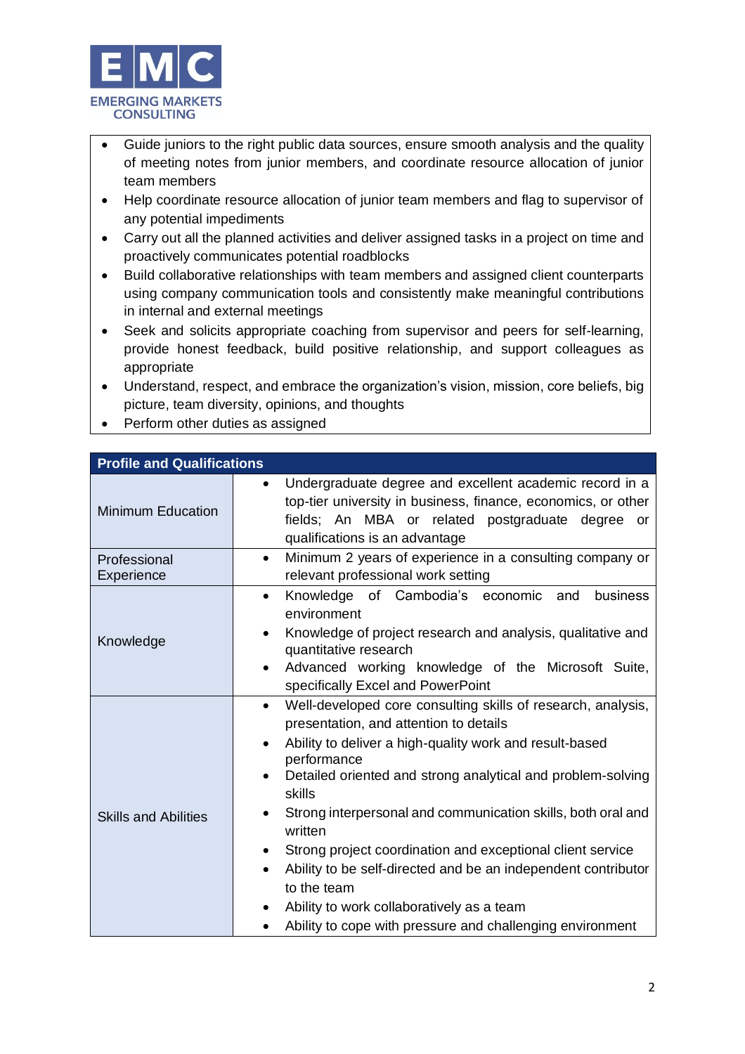- Guide juniors to the right public data sources, ensure smooth analysis and the quality of meeting notes from junior members, and coordinate resource allocation of junior team members
- Help coordinate resource allocation of junior team members and flag to supervisor of any potential impediments
- Carry out all the planned activities and deliver assigned tasks in a project on time and proactively communicates potential roadblocks
- Build collaborative relationships with team members and assigned client counterparts using company communication tools and consistently make meaningful contributions in internal and external meetings
- Seek and solicits appropriate coaching from supervisor and peers for self-learning, provide honest feedback, build positive relationship, and support colleagues as appropriate
- Understand, respect, and embrace the organization's vision, mission, core beliefs, big picture, team diversity, opinions, and thoughts
- Perform other duties as assigned

| **Profile and Qualifications** | |
|---|---|
| Minimum Education | • Undergraduate degree and excellent academic record in a top-tier university in business, finance, economics, or other fields; An MBA or related postgraduate degree or qualifications is an advantage |
| Professional Experience | • Minimum 2 years of experience in a consulting company or relevant professional work setting |
| Knowledge | • Knowledge of Cambodia's economic and business environment<br>• Knowledge of project research and analysis, qualitative and quantitative research<br>• Advanced working knowledge of the Microsoft Suite, specifically Excel and PowerPoint |
| Skills and Abilities | • Well-developed core consulting skills of research, analysis, presentation, and attention to details<br>• Ability to deliver a high-quality work and result-based performance<br>• Detailed oriented and strong analytical and problem-solving skills<br>• Strong interpersonal and communication skills, both oral and written<br>• Strong project coordination and exceptional client service<br>• Ability to be self-directed and be an independent contributor to the team<br>• Ability to work collaboratively as a team<br>• Ability to cope with pressure and challenging environment |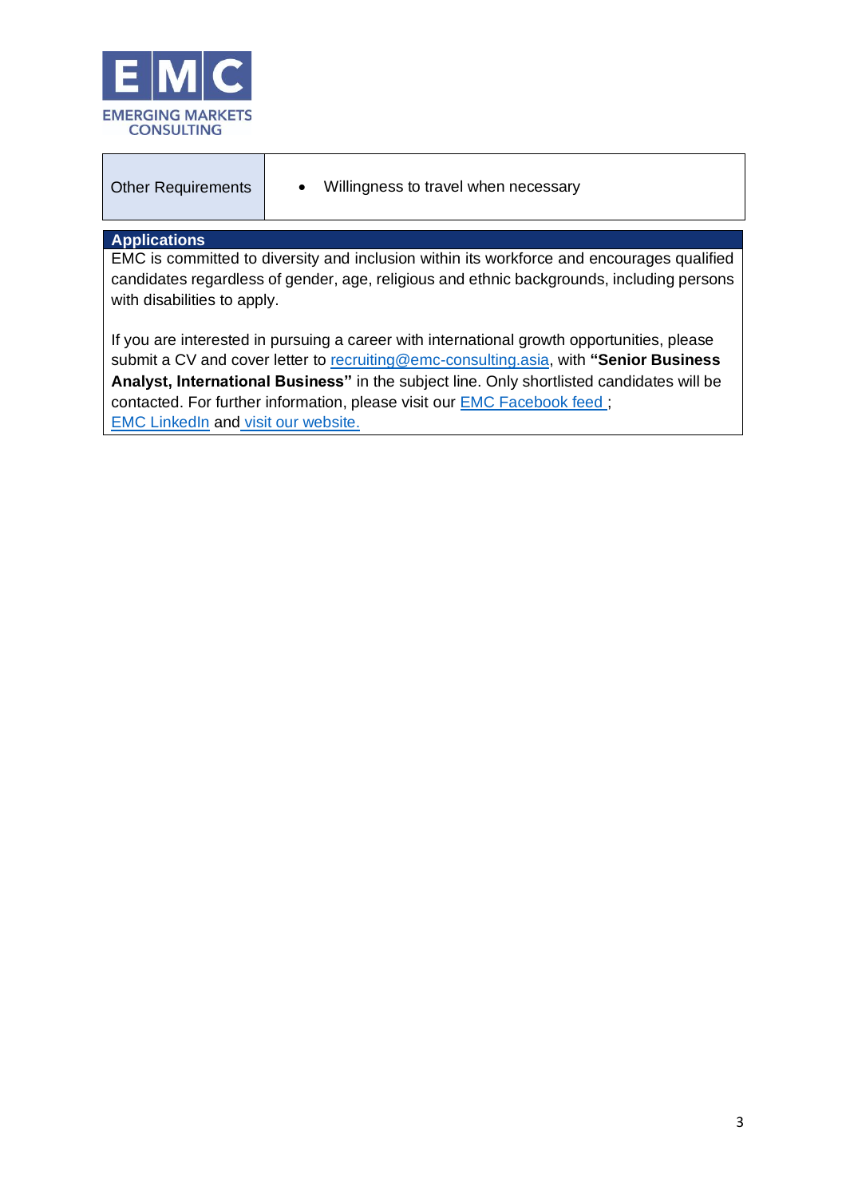EMC
EMERGING MARKETS CONSULTING

| | |
|---|---|
| Other Requirements | • Willingness to travel when necessary |

## Applications

EMC is committed to diversity and inclusion within its workforce and encourages qualified candidates regardless of gender, age, religious and ethnic backgrounds, including persons with disabilities to apply.

If you are interested in pursuing a career with international growth opportunities, please submit a CV and cover letter to recruiting@emc-consulting.asia, with **"Senior Business Analyst, International Business"** in the subject line. Only shortlisted candidates will be contacted. For further information, please visit our EMC Facebook feed ; EMC LinkedIn and visit our website.